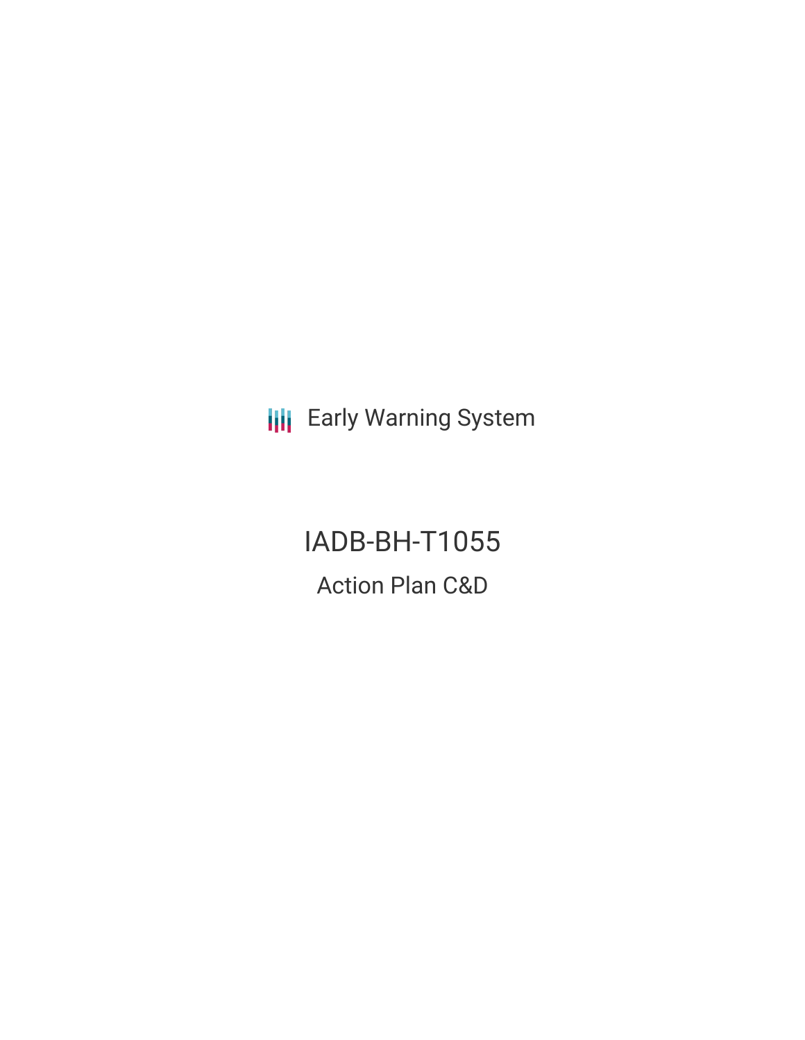Early Warning System

# IADB-BH-T1055

## Action Plan C&D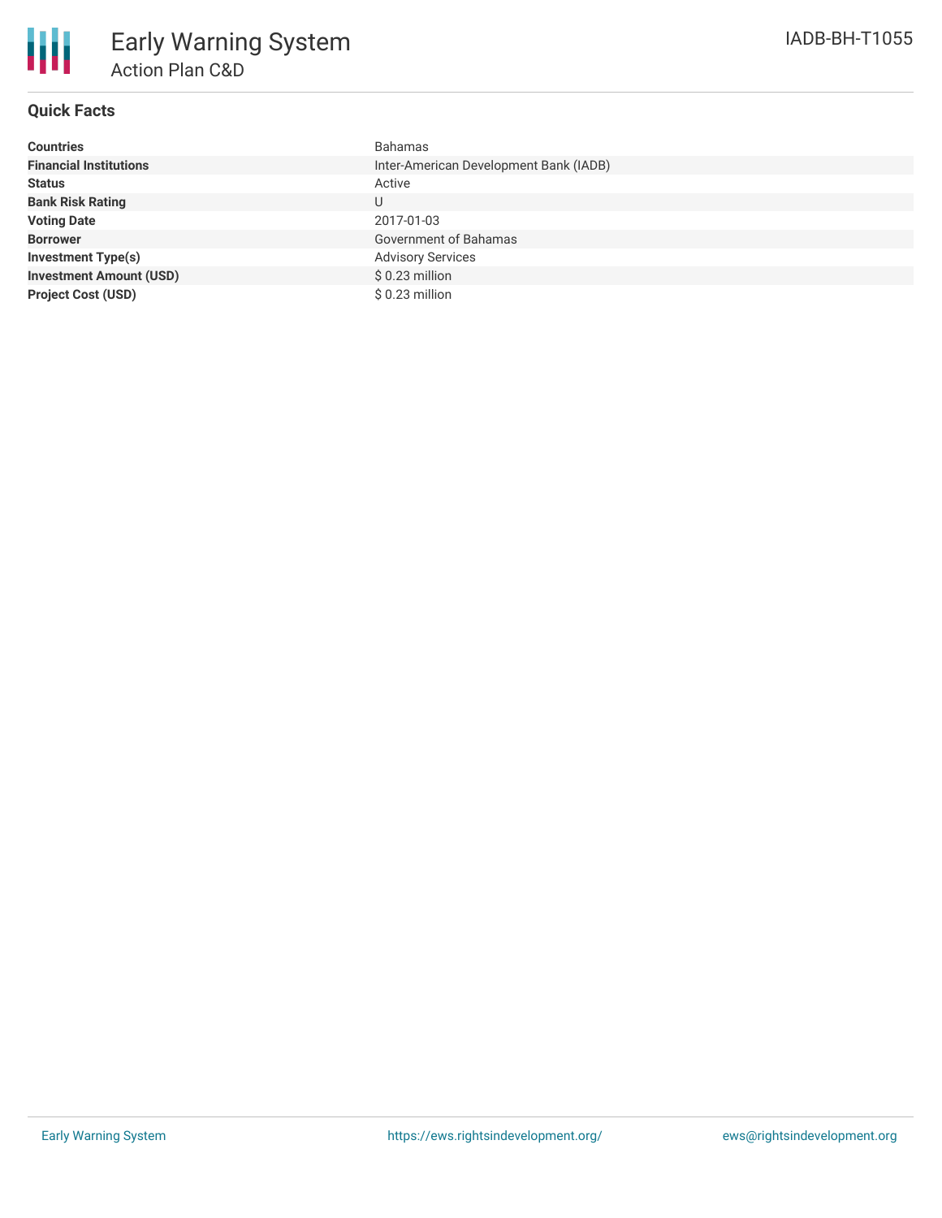# Early Warning System

## Action Plan C&D

IADB-BH-T1055

### Quick Facts

| | |
|---|---|
| **Countries** | Bahamas |
| **Financial Institutions** | Inter-American Development Bank (IADB) |
| **Status** | Active |
| **Bank Risk Rating** | U |
| **Voting Date** | 2017-01-03 |
| **Borrower** | Government of Bahamas |
| **Investment Type(s)** | Advisory Services |
| **Investment Amount (USD)** | $ 0.23 million |
| **Project Cost (USD)** | $ 0.23 million |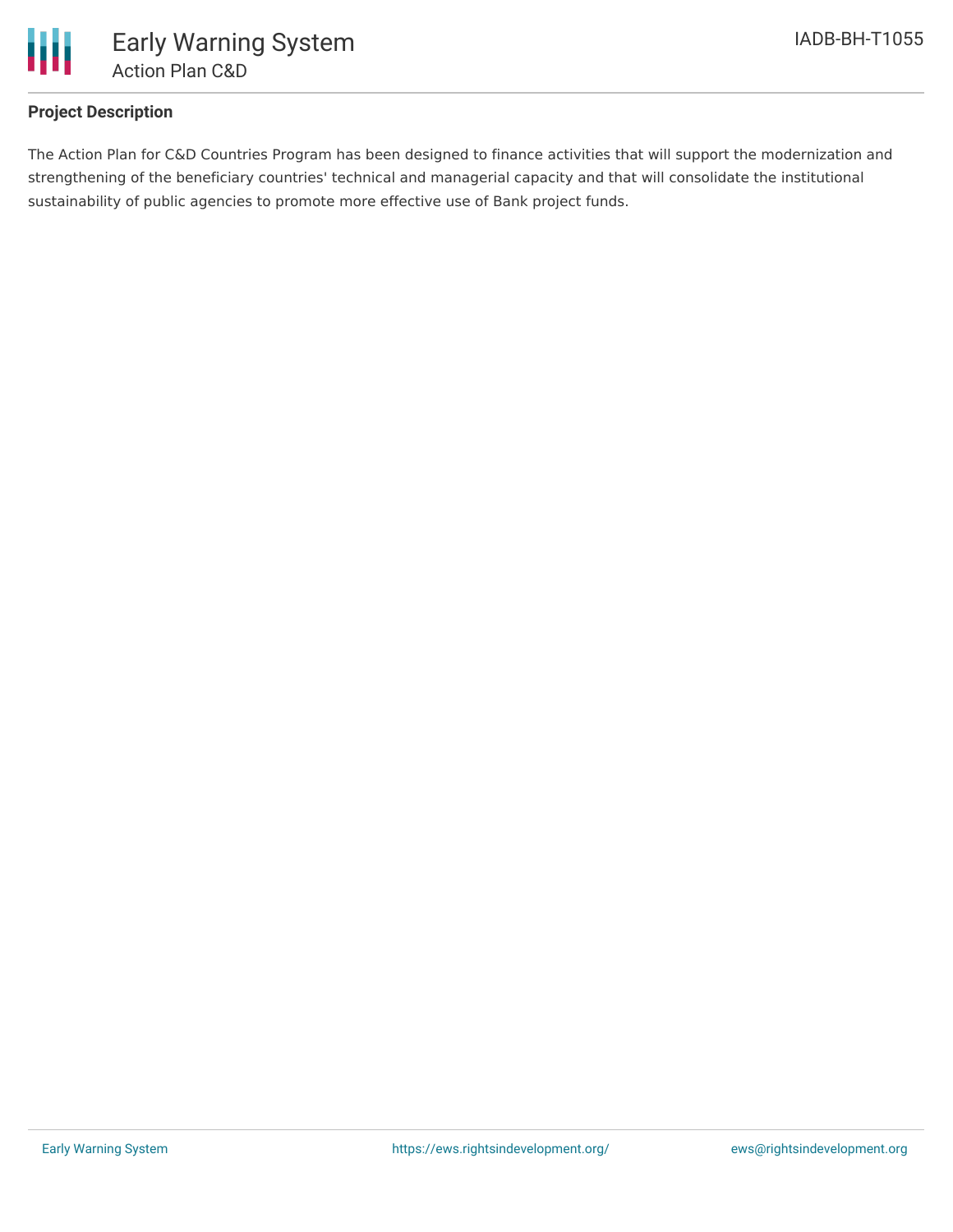**Project Description**

The Action Plan for C&D Countries Program has been designed to finance activities that will support the modernization and strengthening of the beneficiary countries' technical and managerial capacity and that will consolidate the institutional sustainability of public agencies to promote more effective use of Bank project funds.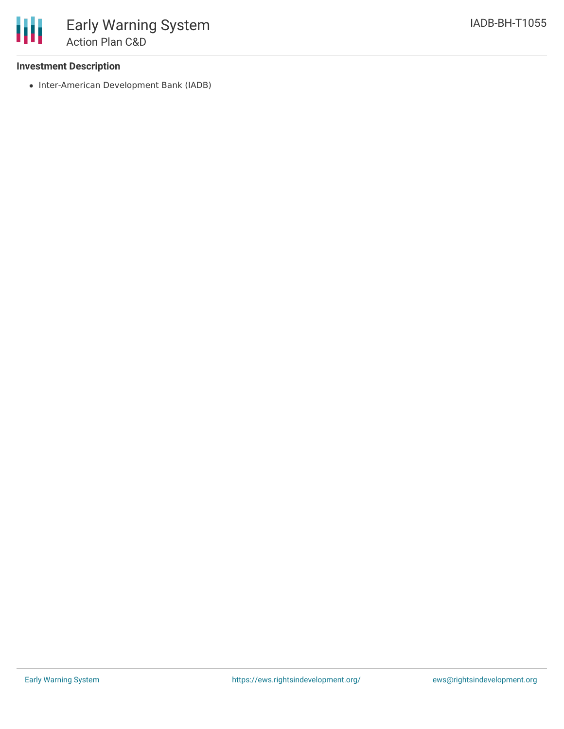### Investment Description

- Inter-American Development Bank (IADB)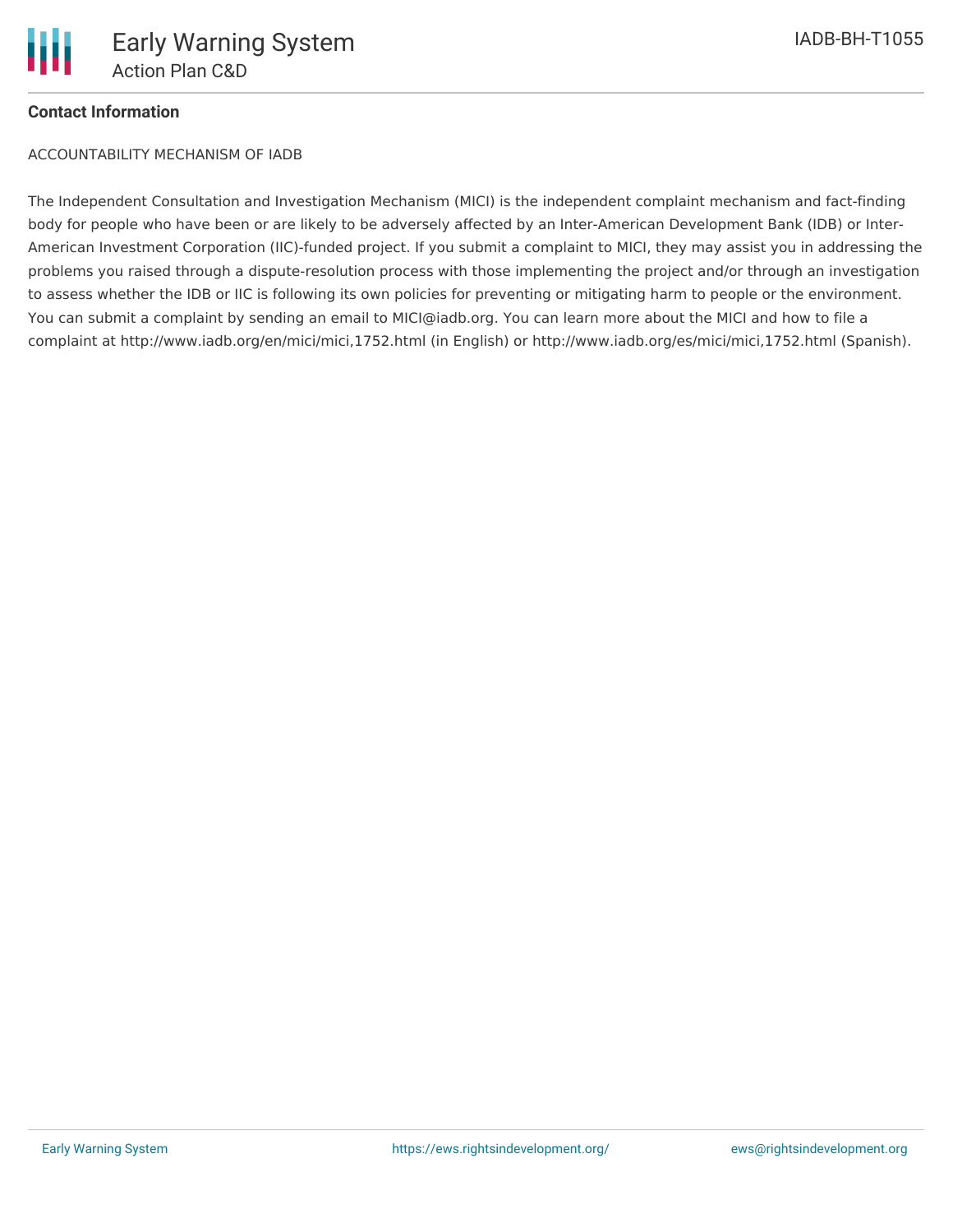**Contact Information**

ACCOUNTABILITY MECHANISM OF IADB

The Independent Consultation and Investigation Mechanism (MICI) is the independent complaint mechanism and fact-finding body for people who have been or are likely to be adversely affected by an Inter-American Development Bank (IDB) or Inter-American Investment Corporation (IIC)-funded project. If you submit a complaint to MICI, they may assist you in addressing the problems you raised through a dispute-resolution process with those implementing the project and/or through an investigation to assess whether the IDB or IIC is following its own policies for preventing or mitigating harm to people or the environment. You can submit a complaint by sending an email to MICI@iadb.org. You can learn more about the MICI and how to file a complaint at http://www.iadb.org/en/mici/mici,1752.html (in English) or http://www.iadb.org/es/mici/mici,1752.html (Spanish).